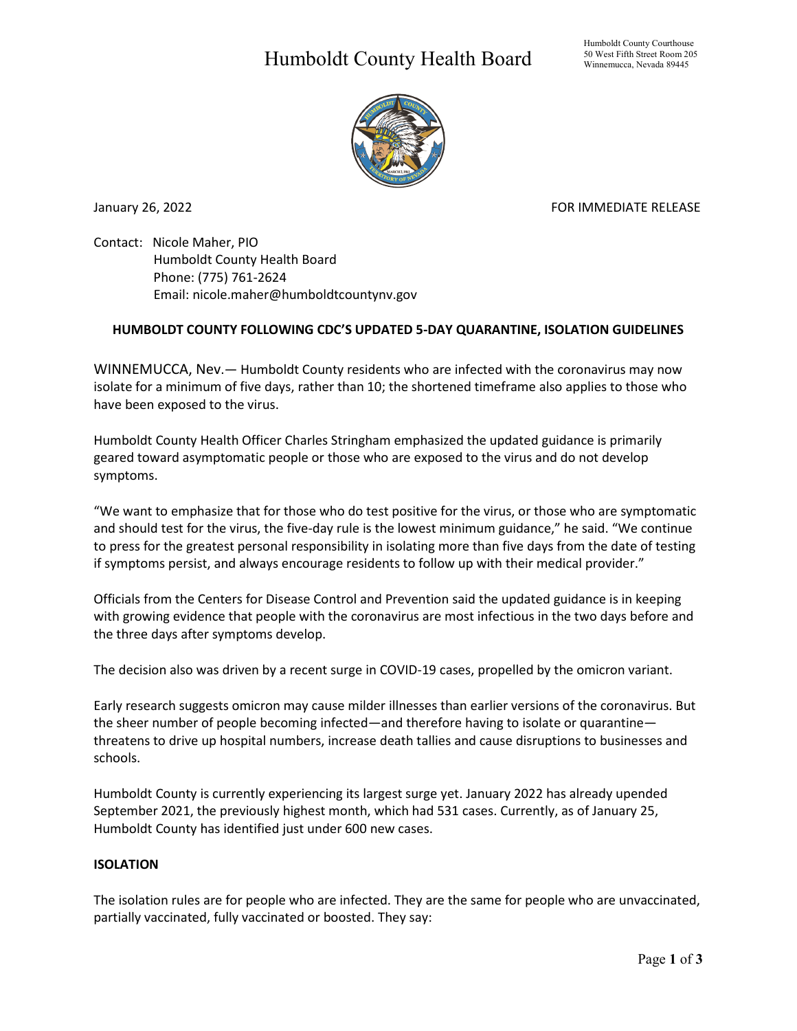# Humboldt County Health Board

Humboldt County Courthouse
50 West Fifth Street Room 205
Winnemucca, Nevada 89445

January 26, 2022 FOR IMMEDIATE RELEASE

Contact: Nicole Maher, PIO
Humboldt County Health Board
Phone: (775) 761-2624
Email: nicole.maher@humboldtcountynv.gov

**HUMBOLDT COUNTY FOLLOWING CDC'S UPDATED 5-DAY QUARANTINE, ISOLATION GUIDELINES**

WINNEMUCCA, Nev.— Humboldt County residents who are infected with the coronavirus may now isolate for a minimum of five days, rather than 10; the shortened timeframe also applies to those who have been exposed to the virus.

Humboldt County Health Officer Charles Stringham emphasized the updated guidance is primarily geared toward asymptomatic people or those who are exposed to the virus and do not develop symptoms.

"We want to emphasize that for those who do test positive for the virus, or those who are symptomatic and should test for the virus, the five-day rule is the lowest minimum guidance," he said. "We continue to press for the greatest personal responsibility in isolating more than five days from the date of testing if symptoms persist, and always encourage residents to follow up with their medical provider."

Officials from the Centers for Disease Control and Prevention said the updated guidance is in keeping with growing evidence that people with the coronavirus are most infectious in the two days before and the three days after symptoms develop.

The decision also was driven by a recent surge in COVID-19 cases, propelled by the omicron variant.

Early research suggests omicron may cause milder illnesses than earlier versions of the coronavirus. But the sheer number of people becoming infected—and therefore having to isolate or quarantine—threatens to drive up hospital numbers, increase death tallies and cause disruptions to businesses and schools.

Humboldt County is currently experiencing its largest surge yet. January 2022 has already upended September 2021, the previously highest month, which had 531 cases. Currently, as of January 25, Humboldt County has identified just under 600 new cases.

**ISOLATION**

The isolation rules are for people who are infected. They are the same for people who are unvaccinated, partially vaccinated, fully vaccinated or boosted. They say: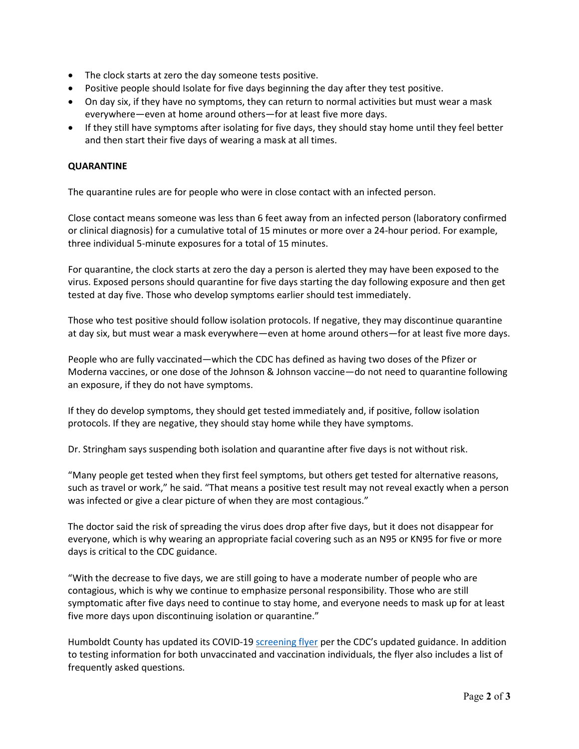- The clock starts at zero the day someone tests positive.
- Positive people should Isolate for five days beginning the day after they test positive.
- On day six, if they have no symptoms, they can return to normal activities but must wear a mask everywhere—even at home around others—for at least five more days.
- If they still have symptoms after isolating for five days, they should stay home until they feel better and then start their five days of wearing a mask at all times.

**QUARANTINE**

The quarantine rules are for people who were in close contact with an infected person.

Close contact means someone was less than 6 feet away from an infected person (laboratory confirmed or clinical diagnosis) for a cumulative total of 15 minutes or more over a 24-hour period. For example, three individual 5-minute exposures for a total of 15 minutes.

For quarantine, the clock starts at zero the day a person is alerted they may have been exposed to the virus. Exposed persons should quarantine for five days starting the day following exposure and then get tested at day five. Those who develop symptoms earlier should test immediately.

Those who test positive should follow isolation protocols. If negative, they may discontinue quarantine at day six, but must wear a mask everywhere—even at home around others—for at least five more days.

People who are fully vaccinated—which the CDC has defined as having two doses of the Pfizer or Moderna vaccines, or one dose of the Johnson & Johnson vaccine—do not need to quarantine following an exposure, if they do not have symptoms.

If they do develop symptoms, they should get tested immediately and, if positive, follow isolation protocols. If they are negative, they should stay home while they have symptoms.

Dr. Stringham says suspending both isolation and quarantine after five days is not without risk.

"Many people get tested when they first feel symptoms, but others get tested for alternative reasons, such as travel or work," he said. "That means a positive test result may not reveal exactly when a person was infected or give a clear picture of when they are most contagious."

The doctor said the risk of spreading the virus does drop after five days, but it does not disappear for everyone, which is why wearing an appropriate facial covering such as an N95 or KN95 for five or more days is critical to the CDC guidance.

"With the decrease to five days, we are still going to have a moderate number of people who are contagious, which is why we continue to emphasize personal responsibility. Those who are still symptomatic after five days need to continue to stay home, and everyone needs to mask up for at least five more days upon discontinuing isolation or quarantine."

Humboldt County has updated its COVID-19 screening flyer per the CDC's updated guidance. In addition to testing information for both unvaccinated and vaccination individuals, the flyer also includes a list of frequently asked questions.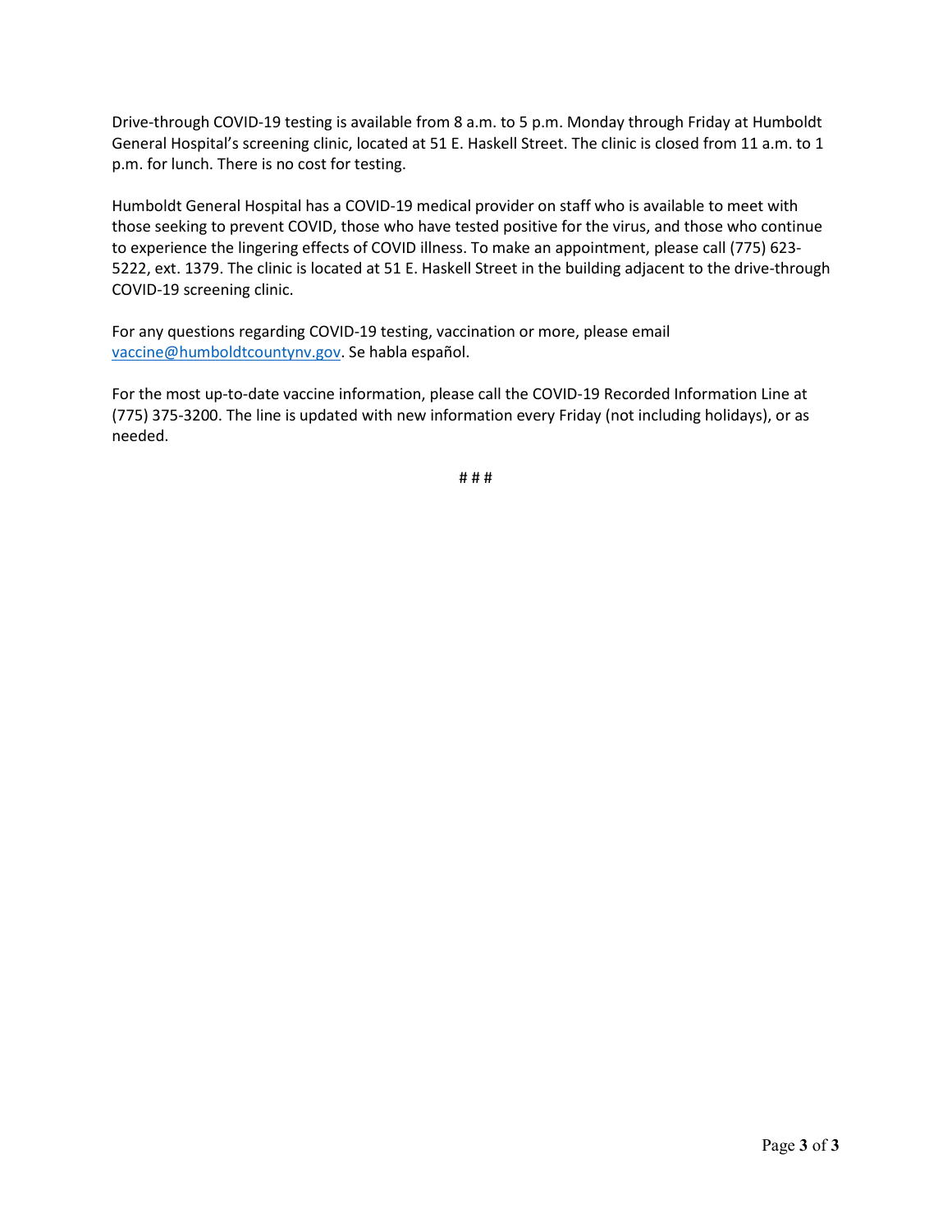Drive-through COVID-19 testing is available from 8 a.m. to 5 p.m. Monday through Friday at Humboldt General Hospital's screening clinic, located at 51 E. Haskell Street. The clinic is closed from 11 a.m. to 1 p.m. for lunch. There is no cost for testing.

Humboldt General Hospital has a COVID-19 medical provider on staff who is available to meet with those seeking to prevent COVID, those who have tested positive for the virus, and those who continue to experience the lingering effects of COVID illness. To make an appointment, please call (775) 623-5222, ext. 1379. The clinic is located at 51 E. Haskell Street in the building adjacent to the drive-through COVID-19 screening clinic.

For any questions regarding COVID-19 testing, vaccination or more, please email vaccine@humboldtcountynv.gov. Se habla español.

For the most up-to-date vaccine information, please call the COVID-19 Recorded Information Line at (775) 375-3200. The line is updated with new information every Friday (not including holidays), or as needed.

# # #